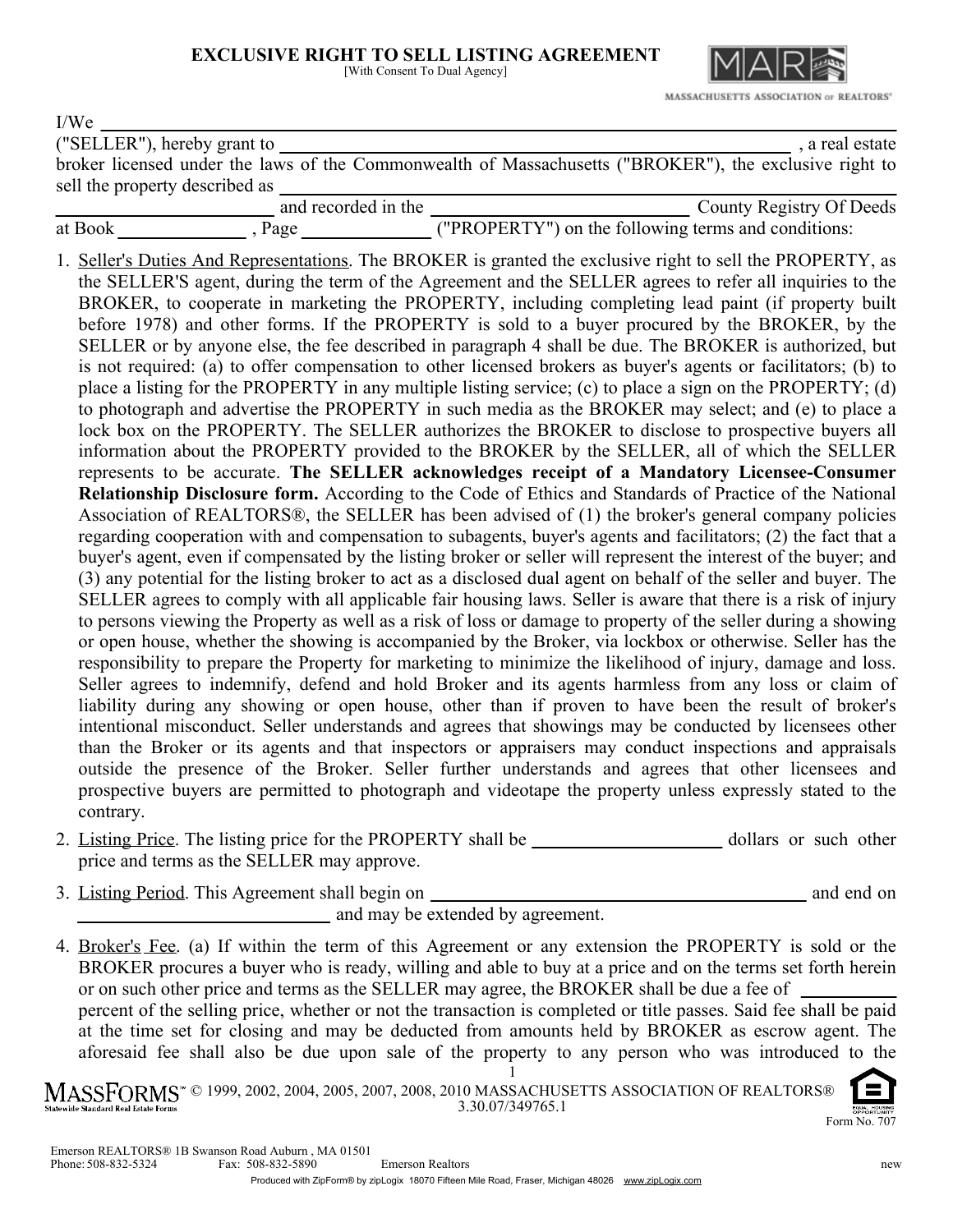# EXCLUSIVE RIGHT TO SELL LISTING AGREEMENT

[With Consent To Dual Agency]

MASSACHUSETTS ASSOCIATION OF REALTORS®

I/We ______________________________________________________________________________
("SELLER"), hereby grant to ______________________________________________________ , a real estate broker licensed under the laws of the Commonwealth of Massachusetts ("BROKER"), the exclusive right to sell the property described as ______________________________________________________________
__________________________ and recorded in the ____________________________ County Registry Of Deeds at Book ______________ , Page ______________ ("PROPERTY") on the following terms and conditions:

1. Seller's Duties And Representations. The BROKER is granted the exclusive right to sell the PROPERTY, as the SELLER'S agent, during the term of the Agreement and the SELLER agrees to refer all inquiries to the BROKER, to cooperate in marketing the PROPERTY, including completing lead paint (if property built before 1978) and other forms. If the PROPERTY is sold to a buyer procured by the BROKER, by the SELLER or by anyone else, the fee described in paragraph 4 shall be due. The BROKER is authorized, but is not required: (a) to offer compensation to other licensed brokers as buyer's agents or facilitators; (b) to place a listing for the PROPERTY in any multiple listing service; (c) to place a sign on the PROPERTY; (d) to photograph and advertise the PROPERTY in such media as the BROKER may select; and (e) to place a lock box on the PROPERTY. The SELLER authorizes the BROKER to disclose to prospective buyers all information about the PROPERTY provided to the BROKER by the SELLER, all of which the SELLER represents to be accurate. **The SELLER acknowledges receipt of a Mandatory Licensee-Consumer Relationship Disclosure form.** According to the Code of Ethics and Standards of Practice of the National Association of REALTORS®, the SELLER has been advised of (1) the broker's general company policies regarding cooperation with and compensation to subagents, buyer's agents and facilitators; (2) the fact that a buyer's agent, even if compensated by the listing broker or seller will represent the interest of the buyer; and (3) any potential for the listing broker to act as a disclosed dual agent on behalf of the seller and buyer. The SELLER agrees to comply with all applicable fair housing laws. Seller is aware that there is a risk of injury to persons viewing the Property as well as a risk of loss or damage to property of the seller during a showing or open house, whether the showing is accompanied by the Broker, via lockbox or otherwise. Seller has the responsibility to prepare the Property for marketing to minimize the likelihood of injury, damage and loss. Seller agrees to indemnify, defend and hold Broker and its agents harmless from any loss or claim of liability during any showing or open house, other than if proven to have been the result of broker's intentional misconduct. Seller understands and agrees that showings may be conducted by licensees other than the Broker or its agents and that inspectors or appraisers may conduct inspections and appraisals outside the presence of the Broker. Seller further understands and agrees that other licensees and prospective buyers are permitted to photograph and videotape the property unless expressly stated to the contrary.

2. Listing Price. The listing price for the PROPERTY shall be ____________________ dollars or such other price and terms as the SELLER may approve.

3. Listing Period. This Agreement shall begin on __________________________________________ and end on ____________________________ and may be extended by agreement.

4. Broker's Fee. (a) If within the term of this Agreement or any extension the PROPERTY is sold or the BROKER procures a buyer who is ready, willing and able to buy at a price and on the terms set forth herein or on such other price and terms as the SELLER may agree, the BROKER shall be due a fee of __________ percent of the selling price, whether or not the transaction is completed or title passes. Said fee shall be paid at the time set for closing and may be deducted from amounts held by BROKER as escrow agent. The aforesaid fee shall also be due upon sale of the property to any person who was introduced to the

MASSFORMS™ Statewide Standard Real Estate Forms © 1999, 2002, 2004, 2005, 2007, 2008, 2010 MASSACHUSETTS ASSOCIATION OF REALTORS®
3.30.07/349765.1

Form No. 707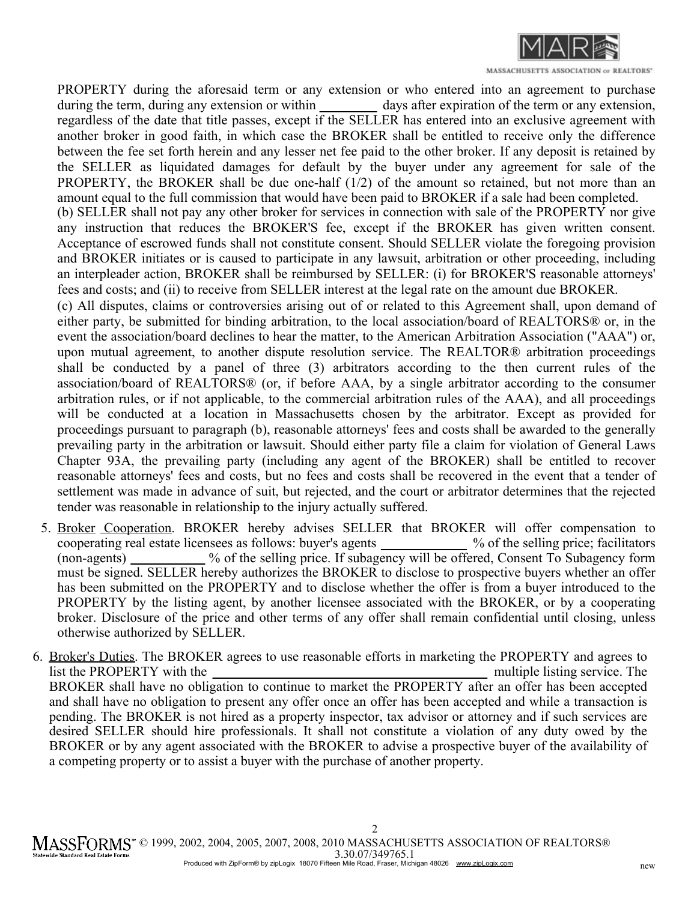PROPERTY during the aforesaid term or any extension or who entered into an agreement to purchase during the term, during any extension or within ________ days after expiration of the term or any extension, regardless of the date that title passes, except if the SELLER has entered into an exclusive agreement with another broker in good faith, in which case the BROKER shall be entitled to receive only the difference between the fee set forth herein and any lesser net fee paid to the other broker. If any deposit is retained by the SELLER as liquidated damages for default by the buyer under any agreement for sale of the PROPERTY, the BROKER shall be due one-half (1/2) of the amount so retained, but not more than an amount equal to the full commission that would have been paid to BROKER if a sale had been completed.

(b) SELLER shall not pay any other broker for services in connection with sale of the PROPERTY nor give any instruction that reduces the BROKER'S fee, except if the BROKER has given written consent. Acceptance of escrowed funds shall not constitute consent. Should SELLER violate the foregoing provision and BROKER initiates or is caused to participate in any lawsuit, arbitration or other proceeding, including an interpleader action, BROKER shall be reimbursed by SELLER: (i) for BROKER'S reasonable attorneys' fees and costs; and (ii) to receive from SELLER interest at the legal rate on the amount due BROKER.

(c) All disputes, claims or controversies arising out of or related to this Agreement shall, upon demand of either party, be submitted for binding arbitration, to the local association/board of REALTORS® or, in the event the association/board declines to hear the matter, to the American Arbitration Association ("AAA") or, upon mutual agreement, to another dispute resolution service. The REALTOR® arbitration proceedings shall be conducted by a panel of three (3) arbitrators according to the then current rules of the association/board of REALTORS® (or, if before AAA, by a single arbitrator according to the consumer arbitration rules, or if not applicable, to the commercial arbitration rules of the AAA), and all proceedings will be conducted at a location in Massachusetts chosen by the arbitrator. Except as provided for proceedings pursuant to paragraph (b), reasonable attorneys' fees and costs shall be awarded to the generally prevailing party in the arbitration or lawsuit. Should either party file a claim for violation of General Laws Chapter 93A, the prevailing party (including any agent of the BROKER) shall be entitled to recover reasonable attorneys' fees and costs, but no fees and costs shall be recovered in the event that a tender of settlement was made in advance of suit, but rejected, and the court or arbitrator determines that the rejected tender was reasonable in relationship to the injury actually suffered.

5. Broker Cooperation. BROKER hereby advises SELLER that BROKER will offer compensation to cooperating real estate licensees as follows: buyer's agents ____________ % of the selling price; facilitators (non-agents) __________ % of the selling price. If subagency will be offered, Consent To Subagency form must be signed. SELLER hereby authorizes the BROKER to disclose to prospective buyers whether an offer has been submitted on the PROPERTY and to disclose whether the offer is from a buyer introduced to the PROPERTY by the listing agent, by another licensee associated with the BROKER, or by a cooperating broker. Disclosure of the price and other terms of any offer shall remain confidential until closing, unless otherwise authorized by SELLER.

6. Broker's Duties. The BROKER agrees to use reasonable efforts in marketing the PROPERTY and agrees to list the PROPERTY with the ________________________________________ multiple listing service. The BROKER shall have no obligation to continue to market the PROPERTY after an offer has been accepted and shall have no obligation to present any offer once an offer has been accepted and while a transaction is pending. The BROKER is not hired as a property inspector, tax advisor or attorney and if such services are desired SELLER should hire professionals. It shall not constitute a violation of any duty owed by the BROKER or by any agent associated with the BROKER to advise a prospective buyer of the availability of a competing property or to assist a buyer with the purchase of another property.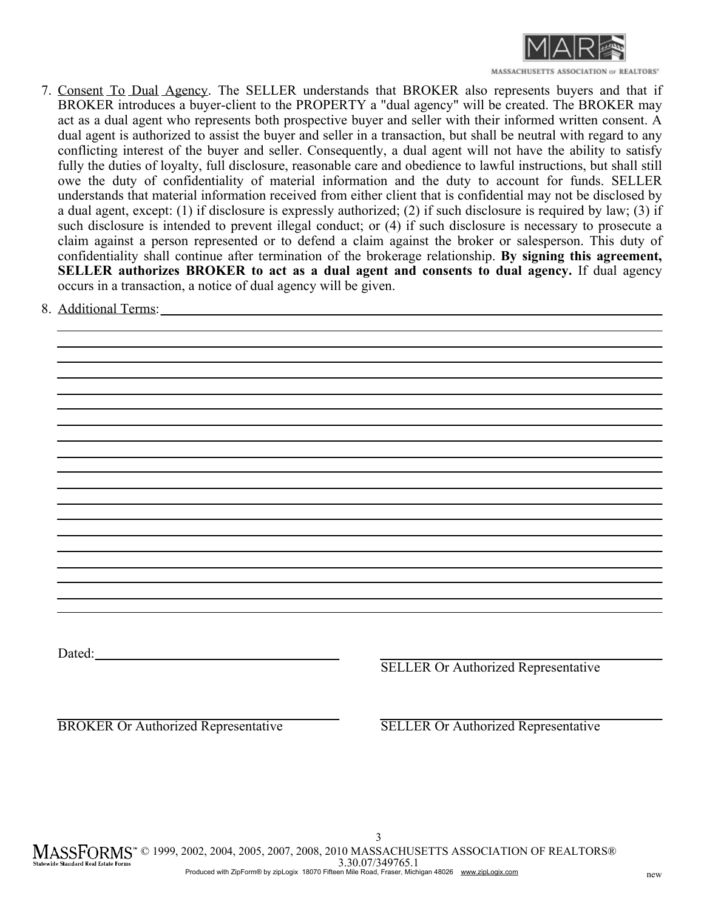7. Consent To Dual Agency. The SELLER understands that BROKER also represents buyers and that if BROKER introduces a buyer-client to the PROPERTY a "dual agency" will be created. The BROKER may act as a dual agent who represents both prospective buyer and seller with their informed written consent. A dual agent is authorized to assist the buyer and seller in a transaction, but shall be neutral with regard to any conflicting interest of the buyer and seller. Consequently, a dual agent will not have the ability to satisfy fully the duties of loyalty, full disclosure, reasonable care and obedience to lawful instructions, but shall still owe the duty of confidentiality of material information and the duty to account for funds. SELLER understands that material information received from either client that is confidential may not be disclosed by a dual agent, except: (1) if disclosure is expressly authorized; (2) if such disclosure is required by law; (3) if such disclosure is intended to prevent illegal conduct; or (4) if such disclosure is necessary to prosecute a claim against a person represented or to defend a claim against the broker or salesperson. This duty of confidentiality shall continue after termination of the brokerage relationship. **By signing this agreement, SELLER authorizes BROKER to act as a dual agent and consents to dual agency.** If dual agency occurs in a transaction, a notice of dual agency will be given.

8. Additional Terms: ______________________________________________

Dated: ______________________ ______________________
SELLER Or Authorized Representative

______________________ ______________________
BROKER Or Authorized Representative SELLER Or Authorized Representative

MASSFORMS™ © 1999, 2002, 2004, 2005, 2007, 2008, 2010 MASSACHUSETTS ASSOCIATION OF REALTORS®
3.30.07/349765.1